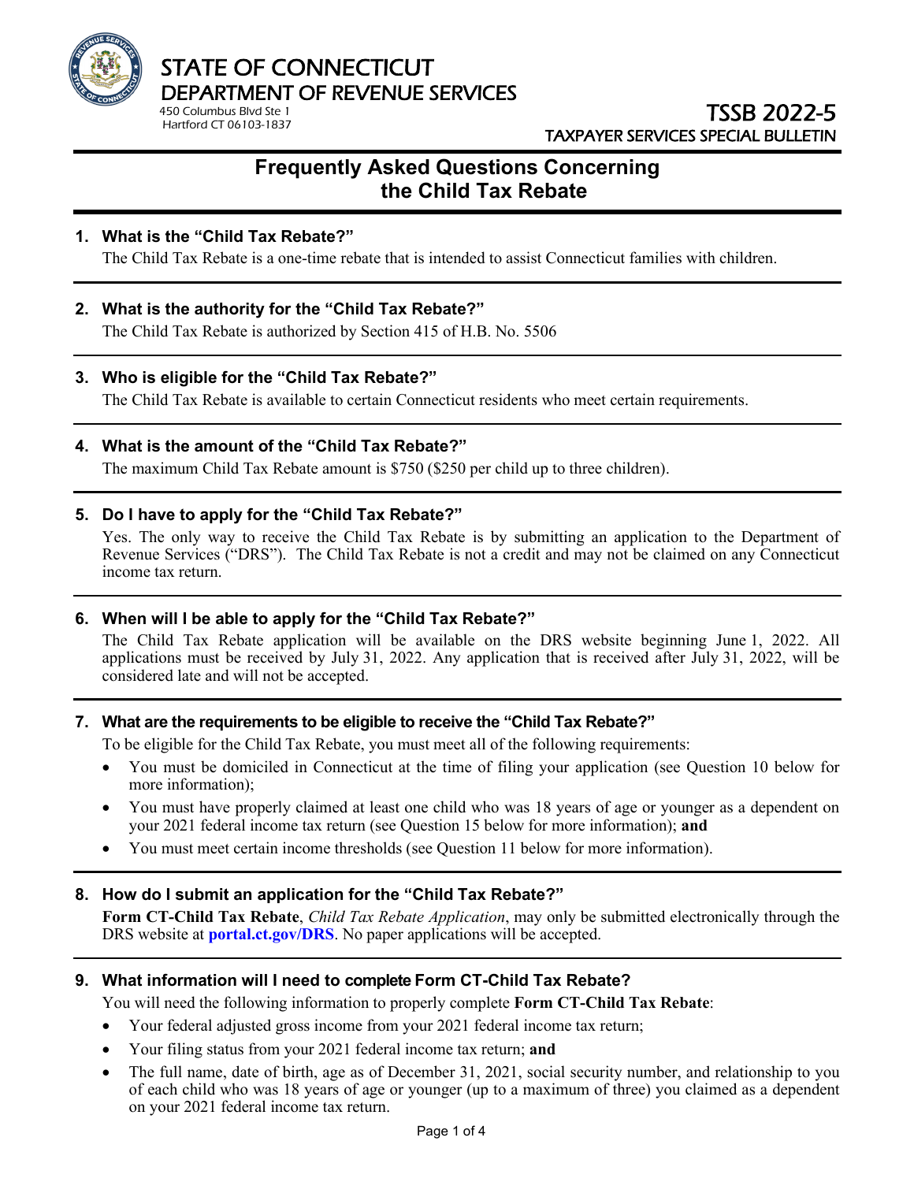# STATE OF CONNECTICUT
## DEPARTMENT OF REVENUE SERVICES

450 Columbus Blvd Ste 1
Hartford CT 06103-1837

**TSSB 2022-5**
TAXPAYER SERVICES SPECIAL BULLETIN

## Frequently Asked Questions Concerning the Child Tax Rebate

### 1. What is the "Child Tax Rebate?"

The Child Tax Rebate is a one-time rebate that is intended to assist Connecticut families with children.

### 2. What is the authority for the "Child Tax Rebate?"

The Child Tax Rebate is authorized by Section 415 of H.B. No. 5506

### 3. Who is eligible for the "Child Tax Rebate?"

The Child Tax Rebate is available to certain Connecticut residents who meet certain requirements.

### 4. What is the amount of the "Child Tax Rebate?"

The maximum Child Tax Rebate amount is $750 ($250 per child up to three children).

### 5. Do I have to apply for the "Child Tax Rebate?"

Yes. The only way to receive the Child Tax Rebate is by submitting an application to the Department of Revenue Services ("DRS"). The Child Tax Rebate is not a credit and may not be claimed on any Connecticut income tax return.

### 6. When will I be able to apply for the "Child Tax Rebate?"

The Child Tax Rebate application will be available on the DRS website beginning June 1, 2022. All applications must be received by July 31, 2022. Any application that is received after July 31, 2022, will be considered late and will not be accepted.

### 7. What are the requirements to be eligible to receive the "Child Tax Rebate?"

To be eligible for the Child Tax Rebate, you must meet all of the following requirements:

- You must be domiciled in Connecticut at the time of filing your application (see Question 10 below for more information);
- You must have properly claimed at least one child who was 18 years of age or younger as a dependent on your 2021 federal income tax return (see Question 15 below for more information); **and**
- You must meet certain income thresholds (see Question 11 below for more information).

### 8. How do I submit an application for the "Child Tax Rebate?"

**Form CT-Child Tax Rebate**, *Child Tax Rebate Application*, may only be submitted electronically through the DRS website at **portal.ct.gov/DRS**. No paper applications will be accepted.

### 9. What information will I need to complete Form CT-Child Tax Rebate?

You will need the following information to properly complete **Form CT-Child Tax Rebate**:

- Your federal adjusted gross income from your 2021 federal income tax return;
- Your filing status from your 2021 federal income tax return; **and**
- The full name, date of birth, age as of December 31, 2021, social security number, and relationship to you of each child who was 18 years of age or younger (up to a maximum of three) you claimed as a dependent on your 2021 federal income tax return.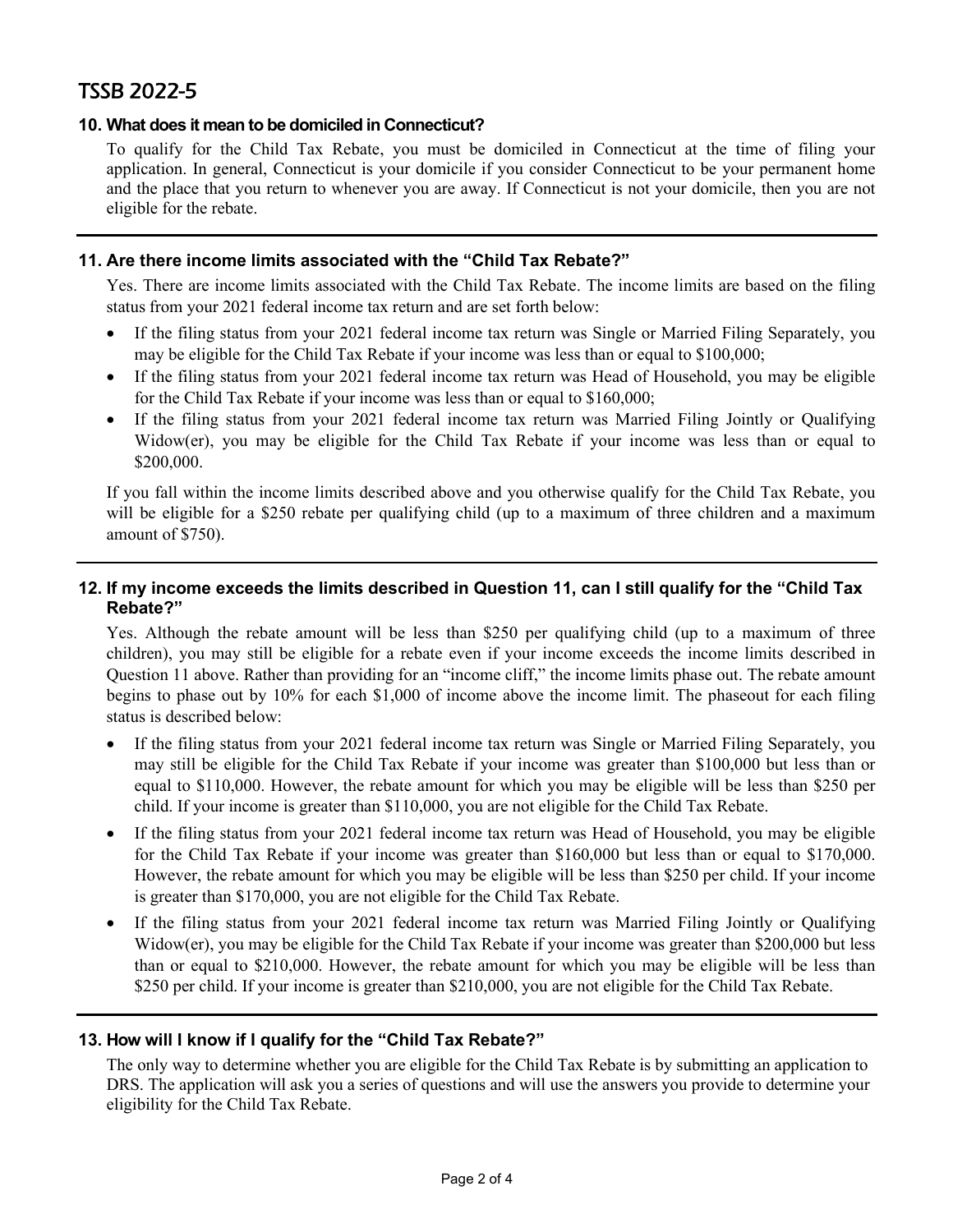### 10. What does it mean to be domiciled in Connecticut?

To qualify for the Child Tax Rebate, you must be domiciled in Connecticut at the time of filing your application. In general, Connecticut is your domicile if you consider Connecticut to be your permanent home and the place that you return to whenever you are away. If Connecticut is not your domicile, then you are not eligible for the rebate.

---

### 11. Are there income limits associated with the "Child Tax Rebate?"

Yes. There are income limits associated with the Child Tax Rebate. The income limits are based on the filing status from your 2021 federal income tax return and are set forth below:

- If the filing status from your 2021 federal income tax return was Single or Married Filing Separately, you may be eligible for the Child Tax Rebate if your income was less than or equal to $100,000;
- If the filing status from your 2021 federal income tax return was Head of Household, you may be eligible for the Child Tax Rebate if your income was less than or equal to $160,000;
- If the filing status from your 2021 federal income tax return was Married Filing Jointly or Qualifying Widow(er), you may be eligible for the Child Tax Rebate if your income was less than or equal to $200,000.

If you fall within the income limits described above and you otherwise qualify for the Child Tax Rebate, you will be eligible for a $250 rebate per qualifying child (up to a maximum of three children and a maximum amount of $750).

---

### 12. If my income exceeds the limits described in Question 11, can I still qualify for the "Child Tax Rebate?"

Yes. Although the rebate amount will be less than $250 per qualifying child (up to a maximum of three children), you may still be eligible for a rebate even if your income exceeds the income limits described in Question 11 above. Rather than providing for an "income cliff," the income limits phase out. The rebate amount begins to phase out by 10% for each $1,000 of income above the income limit. The phaseout for each filing status is described below:

- If the filing status from your 2021 federal income tax return was Single or Married Filing Separately, you may still be eligible for the Child Tax Rebate if your income was greater than $100,000 but less than or equal to $110,000. However, the rebate amount for which you may be eligible will be less than $250 per child. If your income is greater than $110,000, you are not eligible for the Child Tax Rebate.
- If the filing status from your 2021 federal income tax return was Head of Household, you may be eligible for the Child Tax Rebate if your income was greater than $160,000 but less than or equal to $170,000. However, the rebate amount for which you may be eligible will be less than $250 per child. If your income is greater than $170,000, you are not eligible for the Child Tax Rebate.
- If the filing status from your 2021 federal income tax return was Married Filing Jointly or Qualifying Widow(er), you may be eligible for the Child Tax Rebate if your income was greater than $200,000 but less than or equal to $210,000. However, the rebate amount for which you may be eligible will be less than $250 per child. If your income is greater than $210,000, you are not eligible for the Child Tax Rebate.

---

### 13. How will I know if I qualify for the "Child Tax Rebate?"

The only way to determine whether you are eligible for the Child Tax Rebate is by submitting an application to DRS. The application will ask you a series of questions and will use the answers you provide to determine your eligibility for the Child Tax Rebate.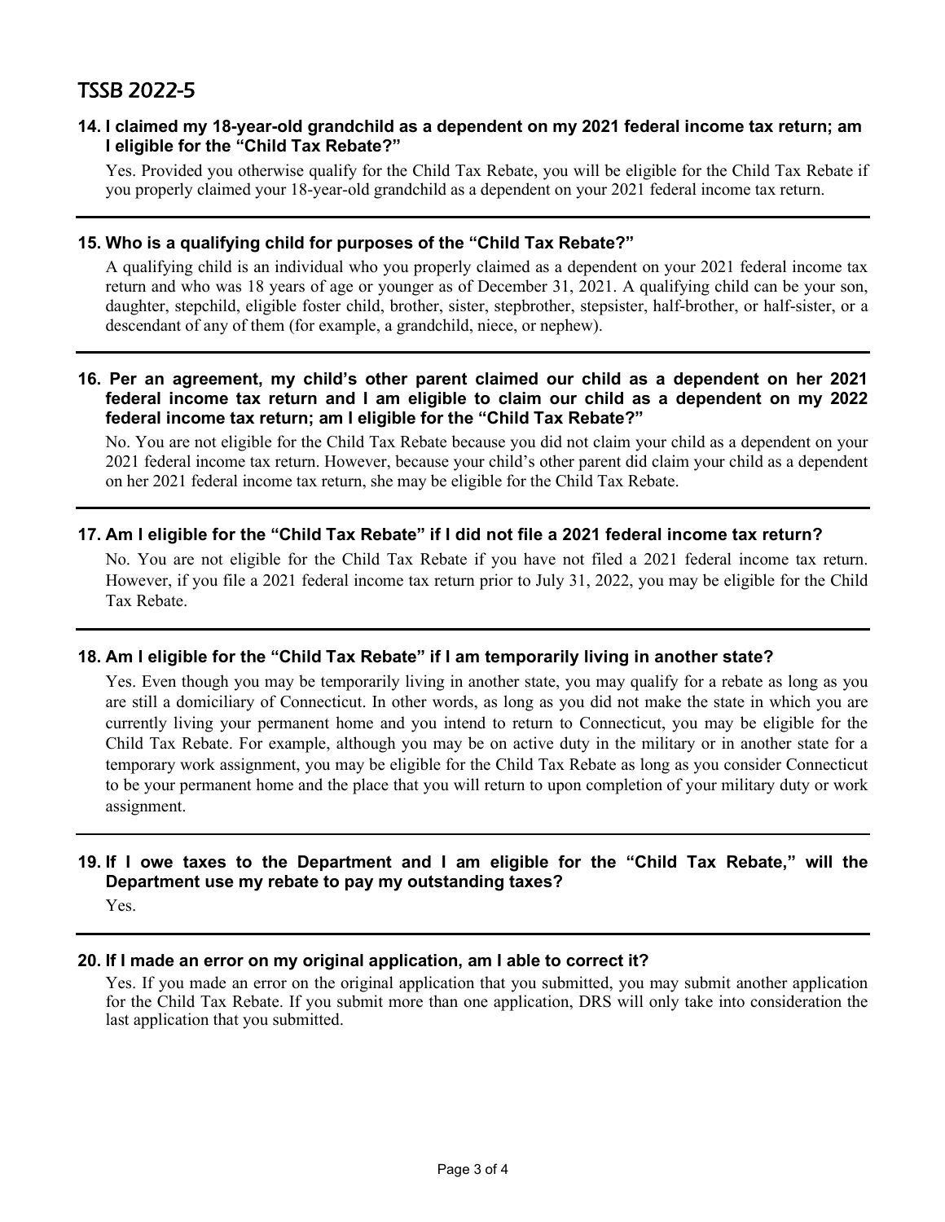**14. I claimed my 18-year-old grandchild as a dependent on my 2021 federal income tax return; am I eligible for the "Child Tax Rebate?"**

Yes. Provided you otherwise qualify for the Child Tax Rebate, you will be eligible for the Child Tax Rebate if you properly claimed your 18-year-old grandchild as a dependent on your 2021 federal income tax return.

---

**15. Who is a qualifying child for purposes of the "Child Tax Rebate?"**

A qualifying child is an individual who you properly claimed as a dependent on your 2021 federal income tax return and who was 18 years of age or younger as of December 31, 2021. A qualifying child can be your son, daughter, stepchild, eligible foster child, brother, sister, stepbrother, stepsister, half-brother, or half-sister, or a descendant of any of them (for example, a grandchild, niece, or nephew).

---

**16. Per an agreement, my child's other parent claimed our child as a dependent on her 2021 federal income tax return and I am eligible to claim our child as a dependent on my 2022 federal income tax return; am I eligible for the "Child Tax Rebate?"**

No. You are not eligible for the Child Tax Rebate because you did not claim your child as a dependent on your 2021 federal income tax return. However, because your child's other parent did claim your child as a dependent on her 2021 federal income tax return, she may be eligible for the Child Tax Rebate.

---

**17. Am I eligible for the "Child Tax Rebate" if I did not file a 2021 federal income tax return?**

No. You are not eligible for the Child Tax Rebate if you have not filed a 2021 federal income tax return. However, if you file a 2021 federal income tax return prior to July 31, 2022, you may be eligible for the Child Tax Rebate.

---

**18. Am I eligible for the "Child Tax Rebate" if I am temporarily living in another state?**

Yes. Even though you may be temporarily living in another state, you may qualify for a rebate as long as you are still a domiciliary of Connecticut. In other words, as long as you did not make the state in which you are currently living your permanent home and you intend to return to Connecticut, you may be eligible for the Child Tax Rebate. For example, although you may be on active duty in the military or in another state for a temporary work assignment, you may be eligible for the Child Tax Rebate as long as you consider Connecticut to be your permanent home and the place that you will return to upon completion of your military duty or work assignment.

---

**19. If I owe taxes to the Department and I am eligible for the "Child Tax Rebate," will the Department use my rebate to pay my outstanding taxes?**

Yes.

---

**20. If I made an error on my original application, am I able to correct it?**

Yes. If you made an error on the original application that you submitted, you may submit another application for the Child Tax Rebate. If you submit more than one application, DRS will only take into consideration the last application that you submitted.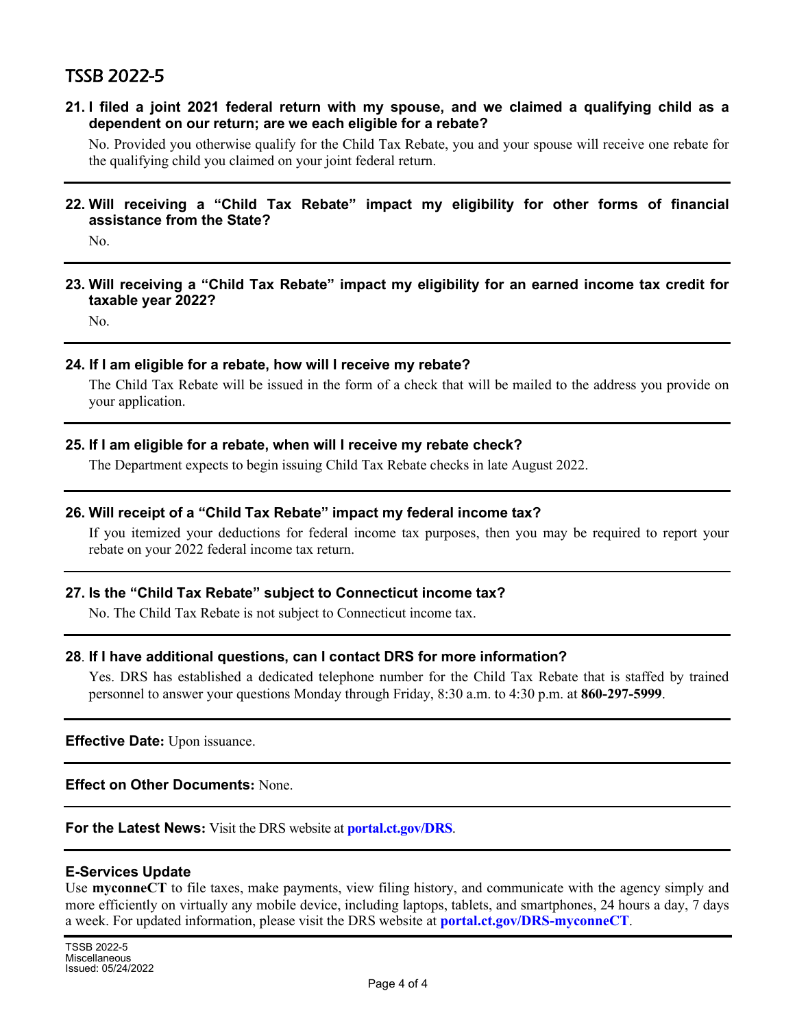**21. I filed a joint 2021 federal return with my spouse, and we claimed a qualifying child as a dependent on our return; are we each eligible for a rebate?**

No. Provided you otherwise qualify for the Child Tax Rebate, you and your spouse will receive one rebate for the qualifying child you claimed on your joint federal return.

---

**22. Will receiving a "Child Tax Rebate" impact my eligibility for other forms of financial assistance from the State?**

No.

---

**23. Will receiving a "Child Tax Rebate" impact my eligibility for an earned income tax credit for taxable year 2022?**

No.

---

**24. If I am eligible for a rebate, how will I receive my rebate?**

The Child Tax Rebate will be issued in the form of a check that will be mailed to the address you provide on your application.

---

**25. If I am eligible for a rebate, when will I receive my rebate check?**

The Department expects to begin issuing Child Tax Rebate checks in late August 2022.

---

**26. Will receipt of a "Child Tax Rebate" impact my federal income tax?**

If you itemized your deductions for federal income tax purposes, then you may be required to report your rebate on your 2022 federal income tax return.

---

**27. Is the "Child Tax Rebate" subject to Connecticut income tax?**

No. The Child Tax Rebate is not subject to Connecticut income tax.

---

**28. If I have additional questions, can I contact DRS for more information?**

Yes. DRS has established a dedicated telephone number for the Child Tax Rebate that is staffed by trained personnel to answer your questions Monday through Friday, 8:30 a.m. to 4:30 p.m. at **860-297-5999**.

---

**Effective Date:** Upon issuance.

---

**Effect on Other Documents:** None.

---

**For the Latest News:** Visit the DRS website at **portal.ct.gov/DRS**.

---

**E-Services Update**

Use **myconneCT** to file taxes, make payments, view filing history, and communicate with the agency simply and more efficiently on virtually any mobile device, including laptops, tablets, and smartphones, 24 hours a day, 7 days a week. For updated information, please visit the DRS website at **portal.ct.gov/DRS-myconneCT**.

---

TSSB 2022-5
Miscellaneous
Issued: 05/24/2022